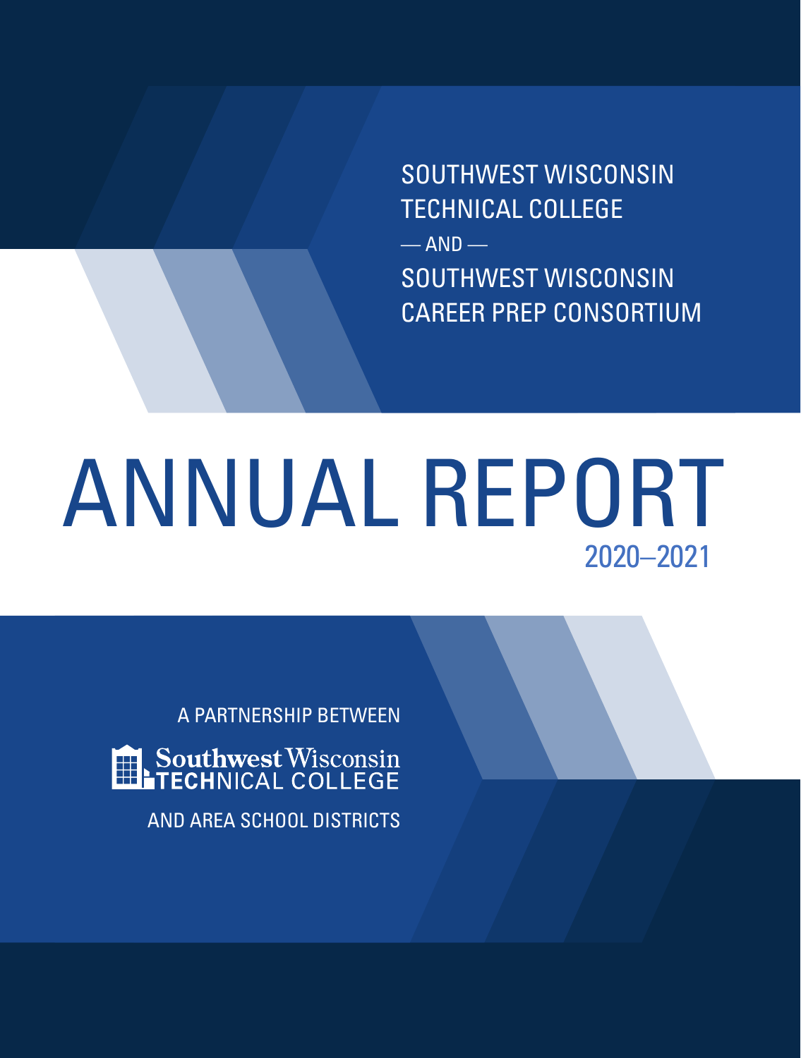SOUTHWEST WISCONSIN TECHNICAL COLLEGE

— AND —

SOUTHWEST WISCONSIN CAREER PREP CONSORTIUM

# ANNUAL REPORT

## 2020–2021

A PARTNERSHIP BETWEEN

Southwest Wisconsin TECHNICAL COLLEGE

AND AREA SCHOOL DISTRICTS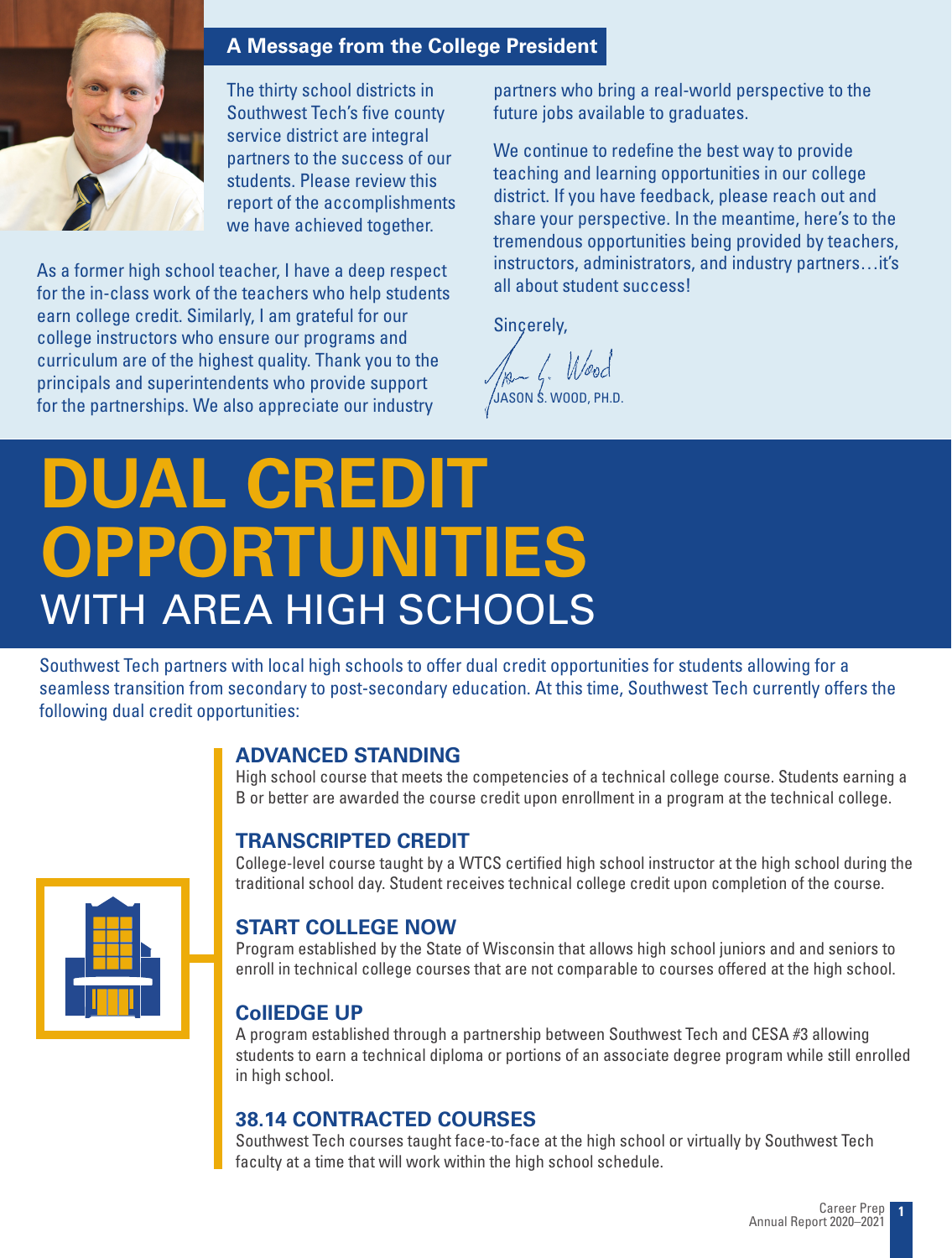## A Message from the College President

The thirty school districts in Southwest Tech's five county service district are integral partners to the success of our students. Please review this report of the accomplishments we have achieved together.

As a former high school teacher, I have a deep respect for the in-class work of the teachers who help students earn college credit. Similarly, I am grateful for our college instructors who ensure our programs and curriculum are of the highest quality. Thank you to the principals and superintendents who provide support for the partnerships. We also appreciate our industry partners who bring a real-world perspective to the future jobs available to graduates.

We continue to redefine the best way to provide teaching and learning opportunities in our college district. If you have feedback, please reach out and share your perspective. In the meantime, here's to the tremendous opportunities being provided by teachers, instructors, administrators, and industry partners…it's all about student success!

Sincerely,

JASON S. WOOD, PH.D.

# DUAL CREDIT OPPORTUNITIES WITH AREA HIGH SCHOOLS

Southwest Tech partners with local high schools to offer dual credit opportunities for students allowing for a seamless transition from secondary to post-secondary education. At this time, Southwest Tech currently offers the following dual credit opportunities:

### ADVANCED STANDING

High school course that meets the competencies of a technical college course. Students earning a B or better are awarded the course credit upon enrollment in a program at the technical college.

### TRANSCRIPTED CREDIT

College-level course taught by a WTCS certified high school instructor at the high school during the traditional school day. Student receives technical college credit upon completion of the course.

### START COLLEGE NOW

Program established by the State of Wisconsin that allows high school juniors and and seniors to enroll in technical college courses that are not comparable to courses offered at the high school.

### CollEDGE UP

A program established through a partnership between Southwest Tech and CESA #3 allowing students to earn a technical diploma or portions of an associate degree program while still enrolled in high school.

### 38.14 CONTRACTED COURSES

Southwest Tech courses taught face-to-face at the high school or virtually by Southwest Tech faculty at a time that will work within the high school schedule.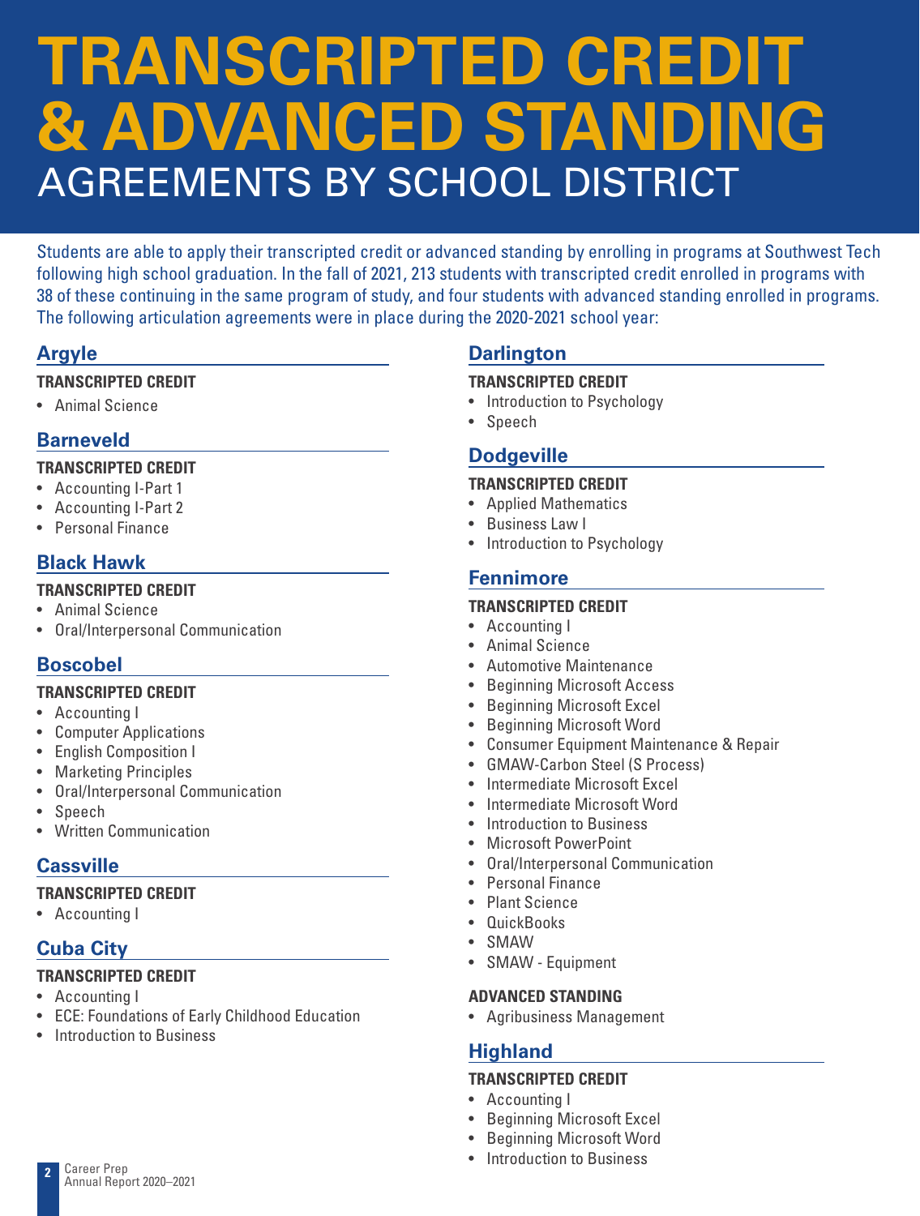# TRANSCRIPTED CREDIT & ADVANCED STANDING

AGREEMENTS BY SCHOOL DISTRICT

Students are able to apply their transcripted credit or advanced standing by enrolling in programs at Southwest Tech following high school graduation. In the fall of 2021, 213 students with transcripted credit enrolled in programs with 38 of these continuing in the same program of study, and four students with advanced standing enrolled in programs. The following articulation agreements were in place during the 2020-2021 school year:

## Argyle

**TRANSCRIPTED CREDIT**

- Animal Science

## Barneveld

**TRANSCRIPTED CREDIT**

- Accounting I-Part 1
- Accounting I-Part 2
- Personal Finance

## Black Hawk

**TRANSCRIPTED CREDIT**

- Animal Science
- Oral/Interpersonal Communication

## Boscobel

**TRANSCRIPTED CREDIT**

- Accounting I
- Computer Applications
- English Composition I
- Marketing Principles
- Oral/Interpersonal Communication
- Speech
- Written Communication

## Cassville

**TRANSCRIPTED CREDIT**

- Accounting I

## Cuba City

**TRANSCRIPTED CREDIT**

- Accounting I
- ECE: Foundations of Early Childhood Education
- Introduction to Business

## Darlington

**TRANSCRIPTED CREDIT**

- Introduction to Psychology
- Speech

## Dodgeville

**TRANSCRIPTED CREDIT**

- Applied Mathematics
- Business Law I
- Introduction to Psychology

## Fennimore

**TRANSCRIPTED CREDIT**

- Accounting I
- Animal Science
- Automotive Maintenance
- Beginning Microsoft Access
- Beginning Microsoft Excel
- Beginning Microsoft Word
- Consumer Equipment Maintenance & Repair
- GMAW-Carbon Steel (S Process)
- Intermediate Microsoft Excel
- Intermediate Microsoft Word
- Introduction to Business
- Microsoft PowerPoint
- Oral/Interpersonal Communication
- Personal Finance
- Plant Science
- QuickBooks
- SMAW
- SMAW - Equipment

**ADVANCED STANDING**

- Agribusiness Management

## Highland

**TRANSCRIPTED CREDIT**

- Accounting I
- Beginning Microsoft Excel
- Beginning Microsoft Word
- Introduction to Business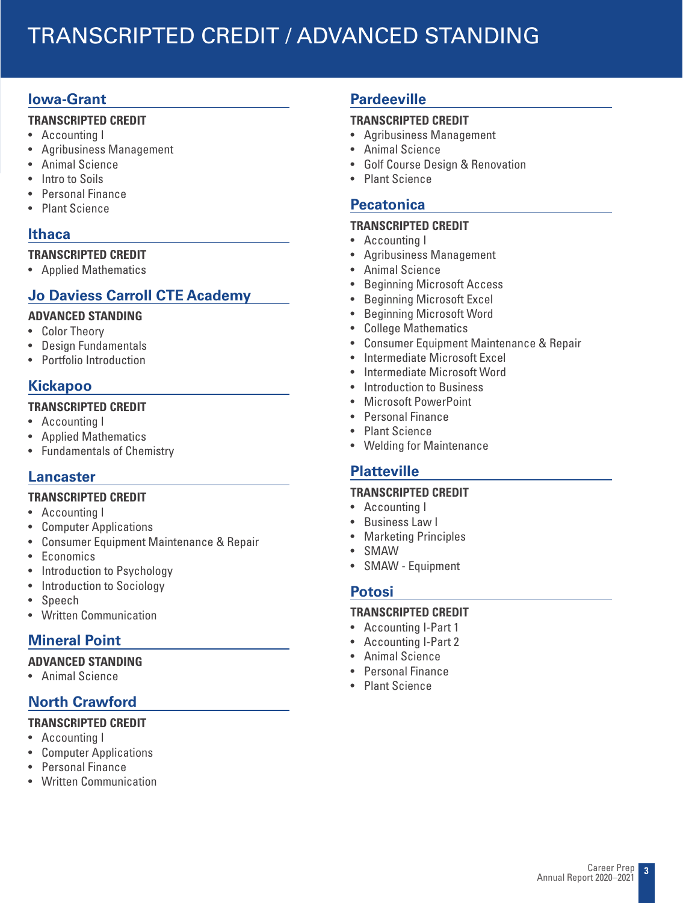# TRANSCRIPTED CREDIT / ADVANCED STANDING

## Iowa-Grant

**TRANSCRIPTED CREDIT**

- Accounting I
- Agribusiness Management
- Animal Science
- Intro to Soils
- Personal Finance
- Plant Science

## Ithaca

**TRANSCRIPTED CREDIT**

- Applied Mathematics

## Jo Daviess Carroll CTE Academy

**ADVANCED STANDING**

- Color Theory
- Design Fundamentals
- Portfolio Introduction

## Kickapoo

**TRANSCRIPTED CREDIT**

- Accounting I
- Applied Mathematics
- Fundamentals of Chemistry

## Lancaster

**TRANSCRIPTED CREDIT**

- Accounting I
- Computer Applications
- Consumer Equipment Maintenance & Repair
- Economics
- Introduction to Psychology
- Introduction to Sociology
- Speech
- Written Communication

## Mineral Point

**ADVANCED STANDING**

- Animal Science

## North Crawford

**TRANSCRIPTED CREDIT**

- Accounting I
- Computer Applications
- Personal Finance
- Written Communication

## Pardeeville

**TRANSCRIPTED CREDIT**

- Agribusiness Management
- Animal Science
- Golf Course Design & Renovation
- Plant Science

## Pecatonica

**TRANSCRIPTED CREDIT**

- Accounting I
- Agribusiness Management
- Animal Science
- Beginning Microsoft Access
- Beginning Microsoft Excel
- Beginning Microsoft Word
- College Mathematics
- Consumer Equipment Maintenance & Repair
- Intermediate Microsoft Excel
- Intermediate Microsoft Word
- Introduction to Business
- Microsoft PowerPoint
- Personal Finance
- Plant Science
- Welding for Maintenance

## Platteville

**TRANSCRIPTED CREDIT**

- Accounting I
- Business Law I
- Marketing Principles
- SMAW
- SMAW - Equipment

## Potosi

**TRANSCRIPTED CREDIT**

- Accounting I-Part 1
- Accounting I-Part 2
- Animal Science
- Personal Finance
- Plant Science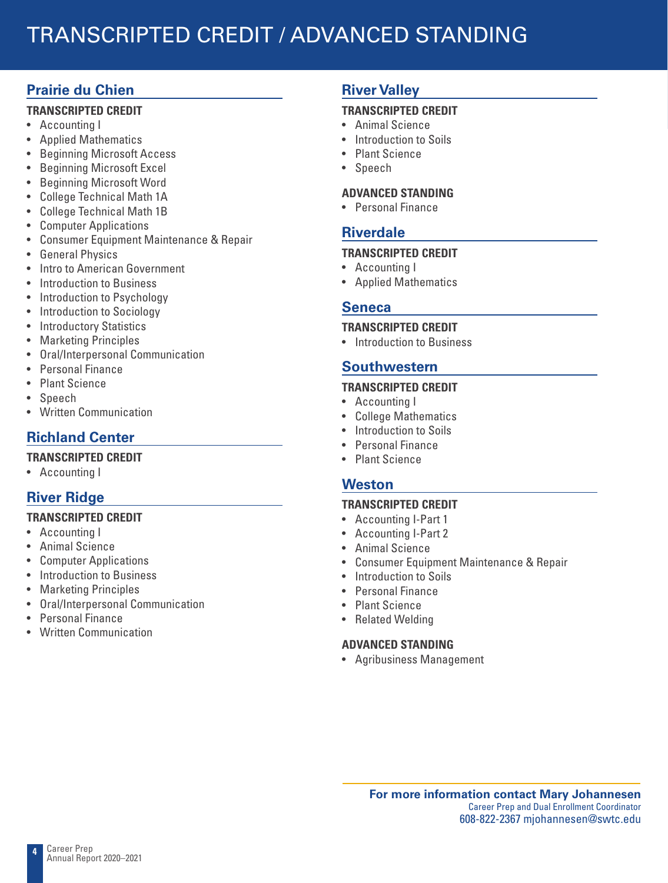# TRANSCRIPTED CREDIT / ADVANCED STANDING

## Prairie du Chien

### TRANSCRIPTED CREDIT

- Accounting I
- Applied Mathematics
- Beginning Microsoft Access
- Beginning Microsoft Excel
- Beginning Microsoft Word
- College Technical Math 1A
- College Technical Math 1B
- Computer Applications
- Consumer Equipment Maintenance & Repair
- General Physics
- Intro to American Government
- Introduction to Business
- Introduction to Psychology
- Introduction to Sociology
- Introductory Statistics
- Marketing Principles
- Oral/Interpersonal Communication
- Personal Finance
- Plant Science
- Speech
- Written Communication

## Richland Center

### TRANSCRIPTED CREDIT

- Accounting I

## River Ridge

### TRANSCRIPTED CREDIT

- Accounting I
- Animal Science
- Computer Applications
- Introduction to Business
- Marketing Principles
- Oral/Interpersonal Communication
- Personal Finance
- Written Communication

## River Valley

### TRANSCRIPTED CREDIT

- Animal Science
- Introduction to Soils
- Plant Science
- Speech

### ADVANCED STANDING

- Personal Finance

## Riverdale

### TRANSCRIPTED CREDIT

- Accounting I
- Applied Mathematics

## Seneca

### TRANSCRIPTED CREDIT

- Introduction to Business

## Southwestern

### TRANSCRIPTED CREDIT

- Accounting I
- College Mathematics
- Introduction to Soils
- Personal Finance
- Plant Science

## Weston

### TRANSCRIPTED CREDIT

- Accounting I-Part 1
- Accounting I-Part 2
- Animal Science
- Consumer Equipment Maintenance & Repair
- Introduction to Soils
- Personal Finance
- Plant Science
- Related Welding

### ADVANCED STANDING

- Agribusiness Management

**For more information contact Mary Johannesen**
Career Prep and Dual Enrollment Coordinator
608-822-2367 mjohannesen@swtc.edu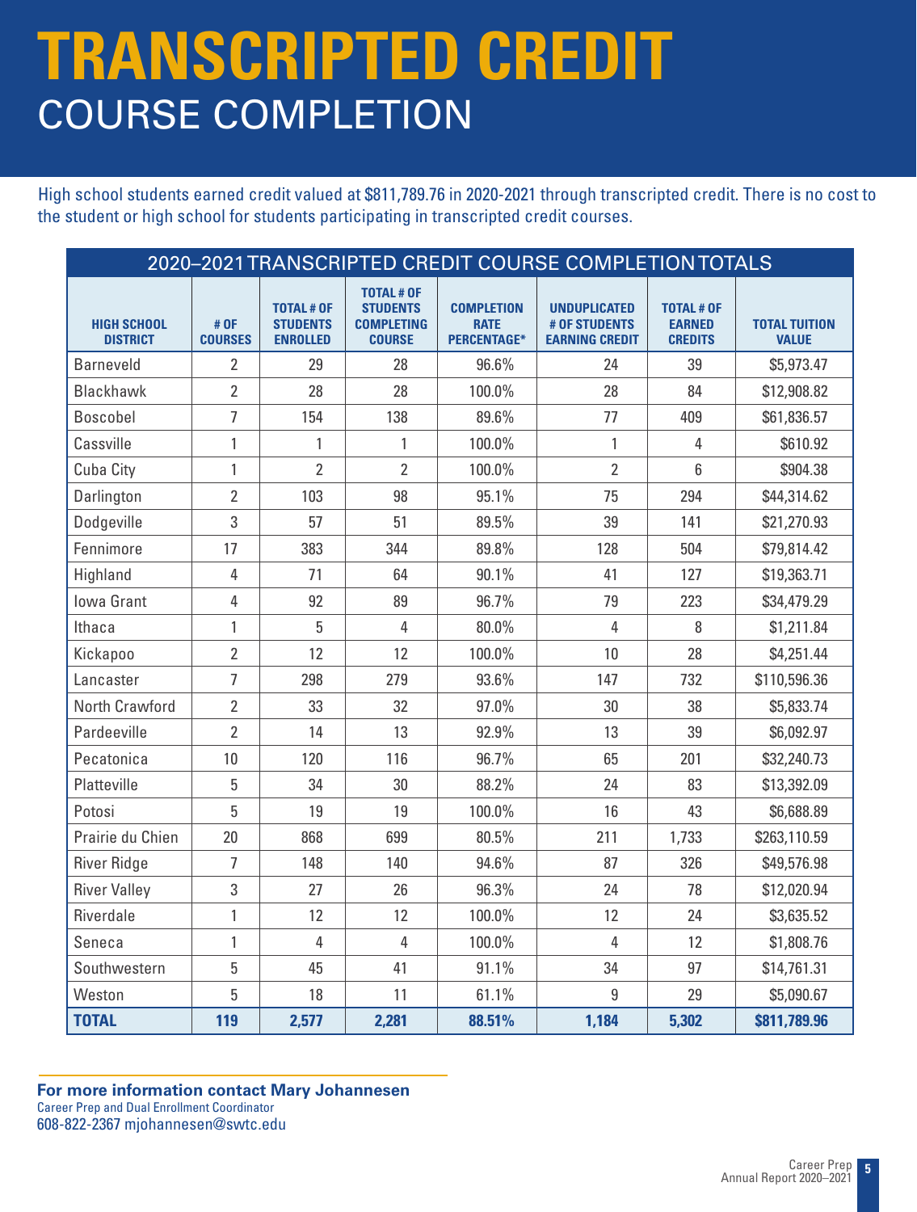# TRANSCRIPTED CREDIT
## COURSE COMPLETION

High school students earned credit valued at $811,789.76 in 2020-2021 through transcripted credit. There is no cost to the student or high school for students participating in transcripted credit courses.

| 2020–2021 TRANSCRIPTED CREDIT COURSE COMPLETION TOTALS | | | | | | | |
|---|---|---|---|---|---|---|---|
| **HIGH SCHOOL DISTRICT** | **# OF COURSES** | **TOTAL # OF STUDENTS ENROLLED** | **TOTAL # OF STUDENTS COMPLETING COURSE** | **COMPLETION RATE PERCENTAGE*** | **UNDUPLICATED # OF STUDENTS EARNING CREDIT** | **TOTAL # OF EARNED CREDITS** | **TOTAL TUITION VALUE** |
| Barneveld | 2 | 29 | 28 | 96.6% | 24 | 39 | $5,973.47 |
| Blackhawk | 2 | 28 | 28 | 100.0% | 28 | 84 | $12,908.82 |
| Boscobel | 7 | 154 | 138 | 89.6% | 77 | 409 | $61,836.57 |
| Cassville | 1 | 1 | 1 | 100.0% | 1 | 4 | $610.92 |
| Cuba City | 1 | 2 | 2 | 100.0% | 2 | 6 | $904.38 |
| Darlington | 2 | 103 | 98 | 95.1% | 75 | 294 | $44,314.62 |
| Dodgeville | 3 | 57 | 51 | 89.5% | 39 | 141 | $21,270.93 |
| Fennimore | 17 | 383 | 344 | 89.8% | 128 | 504 | $79,814.42 |
| Highland | 4 | 71 | 64 | 90.1% | 41 | 127 | $19,363.71 |
| Iowa Grant | 4 | 92 | 89 | 96.7% | 79 | 223 | $34,479.29 |
| Ithaca | 1 | 5 | 4 | 80.0% | 4 | 8 | $1,211.84 |
| Kickapoo | 2 | 12 | 12 | 100.0% | 10 | 28 | $4,251.44 |
| Lancaster | 7 | 298 | 279 | 93.6% | 147 | 732 | $110,596.36 |
| North Crawford | 2 | 33 | 32 | 97.0% | 30 | 38 | $5,833.74 |
| Pardeeville | 2 | 14 | 13 | 92.9% | 13 | 39 | $6,092.97 |
| Pecatonica | 10 | 120 | 116 | 96.7% | 65 | 201 | $32,240.73 |
| Platteville | 5 | 34 | 30 | 88.2% | 24 | 83 | $13,392.09 |
| Potosi | 5 | 19 | 19 | 100.0% | 16 | 43 | $6,688.89 |
| Prairie du Chien | 20 | 868 | 699 | 80.5% | 211 | 1,733 | $263,110.59 |
| River Ridge | 7 | 148 | 140 | 94.6% | 87 | 326 | $49,576.98 |
| River Valley | 3 | 27 | 26 | 96.3% | 24 | 78 | $12,020.94 |
| Riverdale | 1 | 12 | 12 | 100.0% | 12 | 24 | $3,635.52 |
| Seneca | 1 | 4 | 4 | 100.0% | 4 | 12 | $1,808.76 |
| Southwestern | 5 | 45 | 41 | 91.1% | 34 | 97 | $14,761.31 |
| Weston | 5 | 18 | 11 | 61.1% | 9 | 29 | $5,090.67 |
| **TOTAL** | **119** | **2,577** | **2,281** | **88.51%** | **1,184** | **5,302** | **$811,789.96** |

**For more information contact Mary Johannesen**
Career Prep and Dual Enrollment Coordinator
608-822-2367 mjohannesen@swtc.edu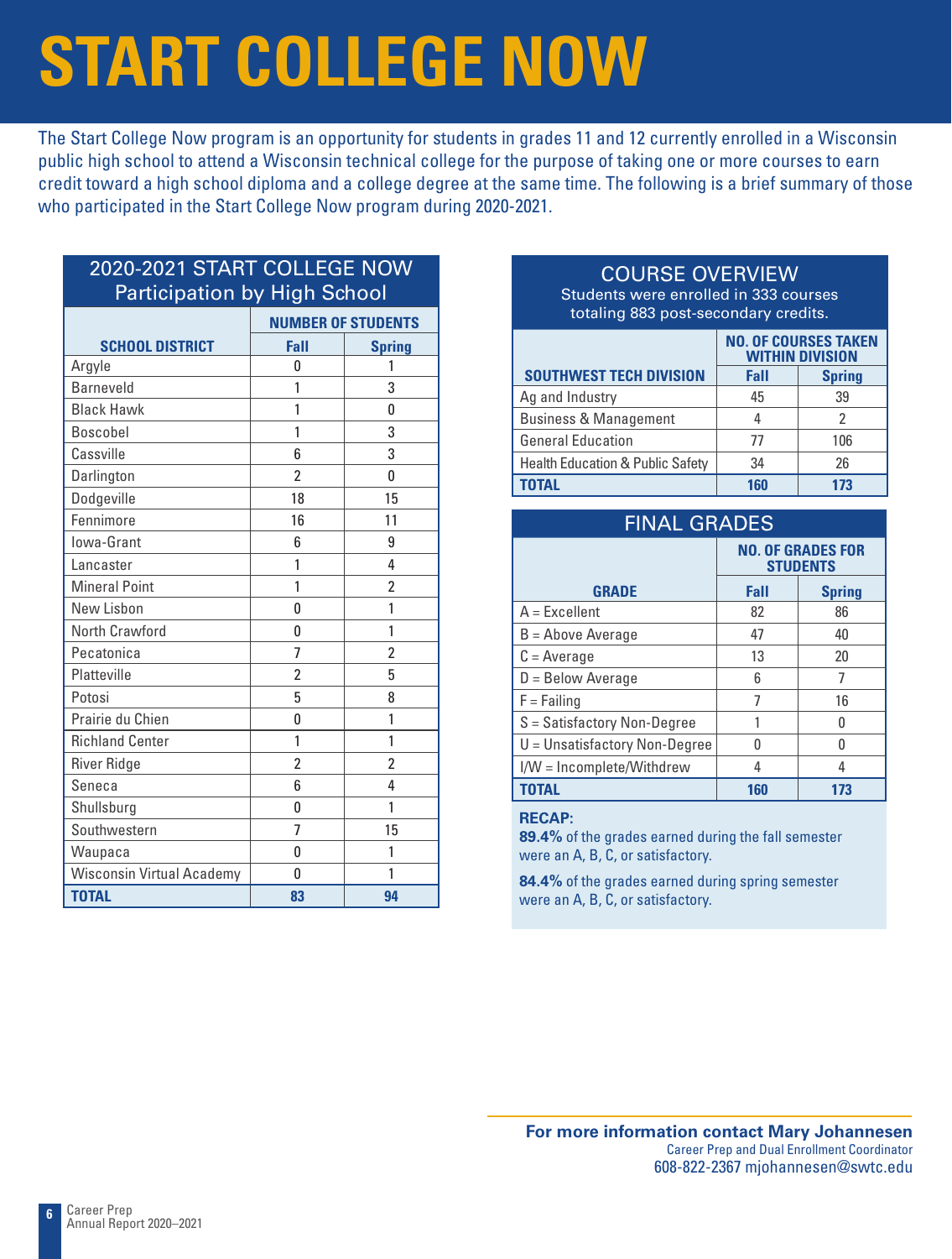# START COLLEGE NOW

The Start College Now program is an opportunity for students in grades 11 and 12 currently enrolled in a Wisconsin public high school to attend a Wisconsin technical college for the purpose of taking one or more courses to earn credit toward a high school diploma and a college degree at the same time. The following is a brief summary of those who participated in the Start College Now program during 2020-2021.

## 2020-2021 START COLLEGE NOW Participation by High School

| SCHOOL DISTRICT | NUMBER OF STUDENTS | |
|---|---|---|
| | **Fall** | **Spring** |
| Argyle | 0 | 1 |
| Barneveld | 1 | 3 |
| Black Hawk | 1 | 0 |
| Boscobel | 1 | 3 |
| Cassville | 6 | 3 |
| Darlington | 2 | 0 |
| Dodgeville | 18 | 15 |
| Fennimore | 16 | 11 |
| Iowa-Grant | 6 | 9 |
| Lancaster | 1 | 4 |
| Mineral Point | 1 | 2 |
| New Lisbon | 0 | 1 |
| North Crawford | 0 | 1 |
| Pecatonica | 7 | 2 |
| Platteville | 2 | 5 |
| Potosi | 5 | 8 |
| Prairie du Chien | 0 | 1 |
| Richland Center | 1 | 1 |
| River Ridge | 2 | 2 |
| Seneca | 6 | 4 |
| Shullsburg | 0 | 1 |
| Southwestern | 7 | 15 |
| Waupaca | 0 | 1 |
| Wisconsin Virtual Academy | 0 | 1 |
| **TOTAL** | **83** | **94** |

## COURSE OVERVIEW

Students were enrolled in 333 courses totaling 883 post-secondary credits.

| SOUTHWEST TECH DIVISION | NO. OF COURSES TAKEN WITHIN DIVISION | |
|---|---|---|
| | **Fall** | **Spring** |
| Ag and Industry | 45 | 39 |
| Business & Management | 4 | 2 |
| General Education | 77 | 106 |
| Health Education & Public Safety | 34 | 26 |
| **TOTAL** | **160** | **173** |

## FINAL GRADES

| GRADE | NO. OF GRADES FOR STUDENTS | |
|---|---|---|
| | **Fall** | **Spring** |
| A = Excellent | 82 | 86 |
| B = Above Average | 47 | 40 |
| C = Average | 13 | 20 |
| D = Below Average | 6 | 7 |
| F = Failing | 7 | 16 |
| S = Satisfactory Non-Degree | 1 | 0 |
| U = Unsatisfactory Non-Degree | 0 | 0 |
| I/W = Incomplete/Withdrew | 4 | 4 |
| **TOTAL** | **160** | **173** |

**RECAP:**

**89.4%** of the grades earned during the fall semester were an A, B, C, or satisfactory.

**84.4%** of the grades earned during spring semester were an A, B, C, or satisfactory.

**For more information contact Mary Johannesen**
Career Prep and Dual Enrollment Coordinator
608-822-2367 mjohannesen@swtc.edu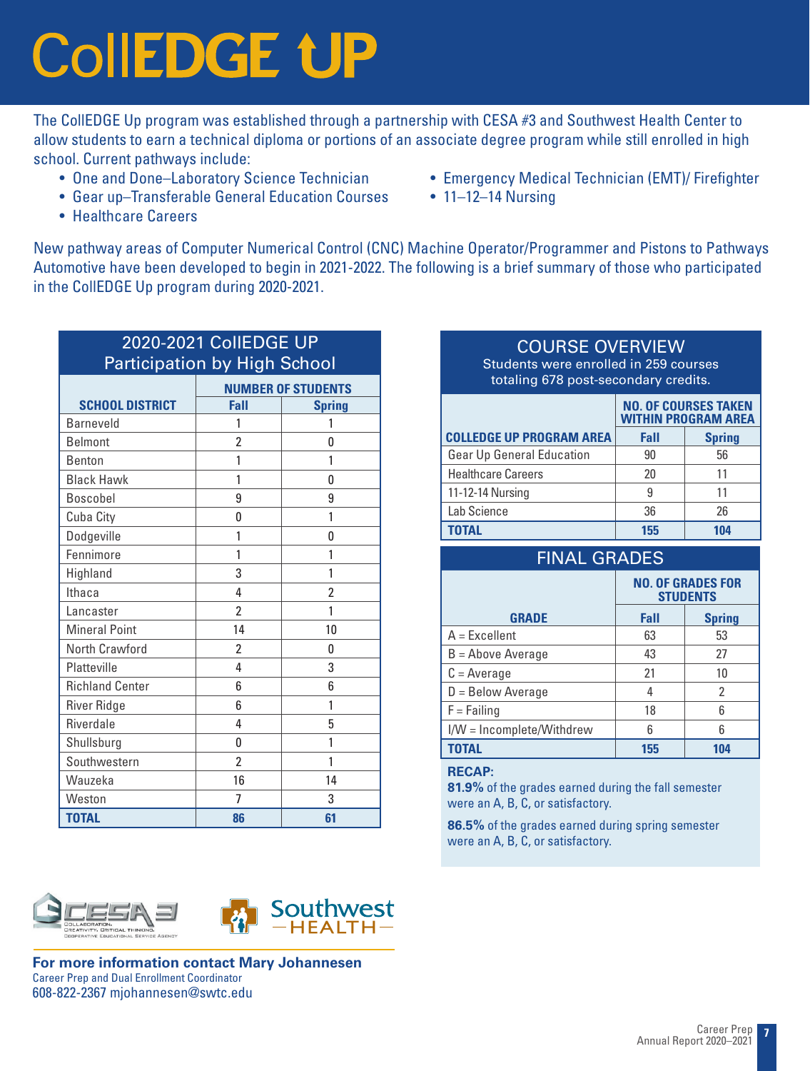# CollEDGE UP

The CollEDGE Up program was established through a partnership with CESA #3 and Southwest Health Center to allow students to earn a technical diploma or portions of an associate degree program while still enrolled in high school. Current pathways include:

- One and Done–Laboratory Science Technician
- Gear up–Transferable General Education Courses
- Healthcare Careers
- Emergency Medical Technician (EMT)/ Firefighter
- 11–12–14 Nursing

New pathway areas of Computer Numerical Control (CNC) Machine Operator/Programmer and Pistons to Pathways Automotive have been developed to begin in 2021-2022. The following is a brief summary of those who participated in the CollEDGE Up program during 2020-2021.

## 2020-2021 CollEDGE UP Participation by High School

| SCHOOL DISTRICT | NUMBER OF STUDENTS | |
|---|---|---|
| | Fall | Spring |
| Barneveld | 1 | 1 |
| Belmont | 2 | 0 |
| Benton | 1 | 1 |
| Black Hawk | 1 | 0 |
| Boscobel | 9 | 9 |
| Cuba City | 0 | 1 |
| Dodgeville | 1 | 0 |
| Fennimore | 1 | 1 |
| Highland | 3 | 1 |
| Ithaca | 4 | 2 |
| Lancaster | 2 | 1 |
| Mineral Point | 14 | 10 |
| North Crawford | 2 | 0 |
| Platteville | 4 | 3 |
| Richland Center | 6 | 6 |
| River Ridge | 6 | 1 |
| Riverdale | 4 | 5 |
| Shullsburg | 0 | 1 |
| Southwestern | 2 | 1 |
| Wauzeka | 16 | 14 |
| Weston | 7 | 3 |
| **TOTAL** | **86** | **61** |

## COURSE OVERVIEW

Students were enrolled in 259 courses totaling 678 post-secondary credits.

| COLLEDGE UP PROGRAM AREA | NO. OF COURSES TAKEN WITHIN PROGRAM AREA | |
|---|---|---|
| | Fall | Spring |
| Gear Up General Education | 90 | 56 |
| Healthcare Careers | 20 | 11 |
| 11-12-14 Nursing | 9 | 11 |
| Lab Science | 36 | 26 |
| **TOTAL** | **155** | **104** |

## FINAL GRADES

| GRADE | NO. OF GRADES FOR STUDENTS | |
|---|---|---|
| | Fall | Spring |
| A = Excellent | 63 | 53 |
| B = Above Average | 43 | 27 |
| C = Average | 21 | 10 |
| D = Below Average | 4 | 2 |
| F = Failing | 18 | 6 |
| I/W = Incomplete/Withdrew | 6 | 6 |
| **TOTAL** | **155** | **104** |

**RECAP:**

**81.9%** of the grades earned during the fall semester were an A, B, C, or satisfactory.

**86.5%** of the grades earned during spring semester were an A, B, C, or satisfactory.

CESA 3 — Collaboration, Creativity, Critical Thinking. Cooperative Educational Service Agency

Southwest HEALTH

**For more information contact Mary Johannesen**
Career Prep and Dual Enrollment Coordinator
608-822-2367 mjohannesen@swtc.edu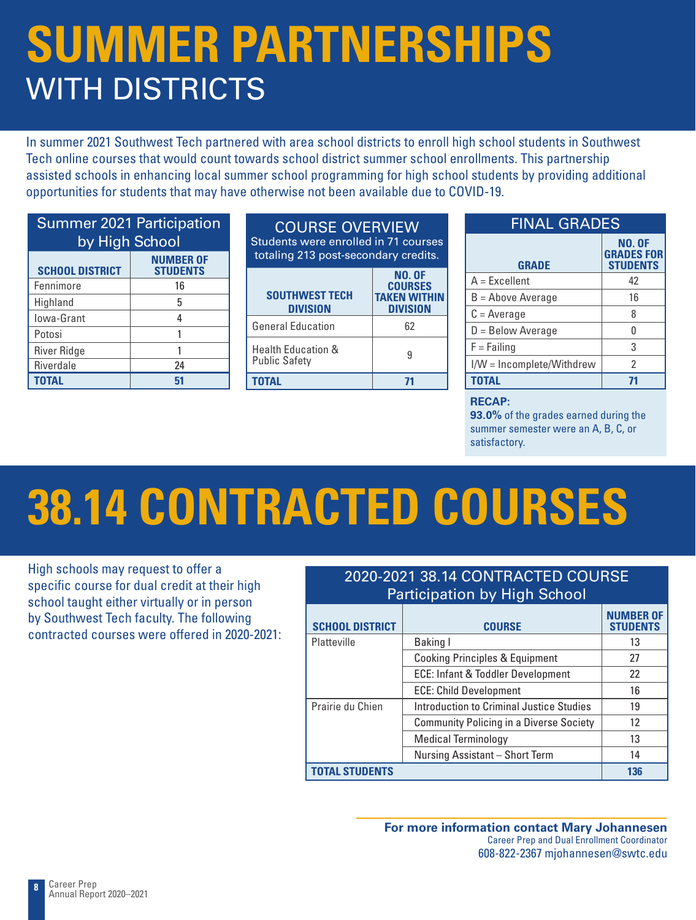# SUMMER PARTNERSHIPS
## WITH DISTRICTS

In summer 2021 Southwest Tech partnered with area school districts to enroll high school students in Southwest Tech online courses that would count towards school district summer school enrollments. This partnership assisted schools in enhancing local summer school programming for high school students by providing additional opportunities for students that may have otherwise not been available due to COVID-19.

**Summer 2021 Participation by High School**

| SCHOOL DISTRICT | NUMBER OF STUDENTS |
|---|---|
| Fennimore | 16 |
| Highland | 5 |
| Iowa-Grant | 4 |
| Potosi | 1 |
| River Ridge | 1 |
| Riverdale | 24 |
| **TOTAL** | **51** |

**COURSE OVERVIEW**

Students were enrolled in 71 courses totaling 213 post-secondary credits.

| SOUTHWEST TECH DIVISION | NO. OF COURSES TAKEN WITHIN DIVISION |
|---|---|
| General Education | 62 |
| Health Education & Public Safety | 9 |
| **TOTAL** | **71** |

**FINAL GRADES**

| GRADE | NO. OF GRADES FOR STUDENTS |
|---|---|
| A = Excellent | 42 |
| B = Above Average | 16 |
| C = Average | 8 |
| D = Below Average | 0 |
| F = Failing | 3 |
| I/W = Incomplete/Withdrew | 2 |
| **TOTAL** | **71** |

**RECAP:**
**93.0%** of the grades earned during the summer semester were an A, B, C, or satisfactory.

# 38.14 CONTRACTED COURSES

High schools may request to offer a specific course for dual credit at their high school taught either virtually or in person by Southwest Tech faculty. The following contracted courses were offered in 2020-2021:

**2020-2021 38.14 CONTRACTED COURSE Participation by High School**

| SCHOOL DISTRICT | COURSE | NUMBER OF STUDENTS |
|---|---|---|
| Platteville | Baking I | 13 |
| | Cooking Principles & Equipment | 27 |
| | ECE: Infant & Toddler Development | 22 |
| | ECE: Child Development | 16 |
| Prairie du Chien | Introduction to Criminal Justice Studies | 19 |
| | Community Policing in a Diverse Society | 12 |
| | Medical Terminology | 13 |
| | Nursing Assistant – Short Term | 14 |
| **TOTAL STUDENTS** | | **136** |

**For more information contact Mary Johannesen**
Career Prep and Dual Enrollment Coordinator
608-822-2367 mjohannesen@swtc.edu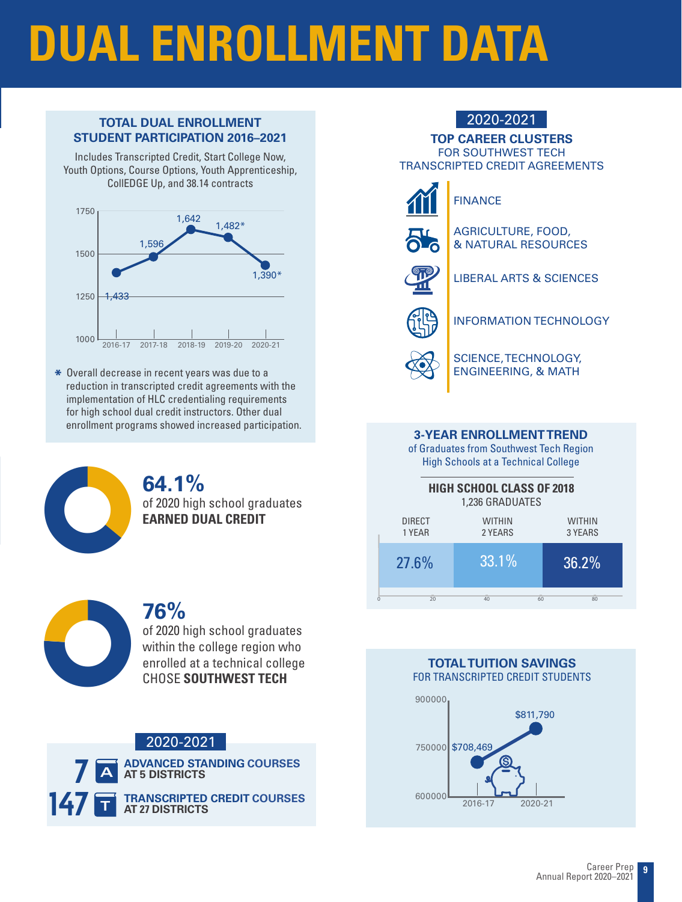# DUAL ENROLLMENT DATA

## TOTAL DUAL ENROLLMENT STUDENT PARTICIPATION 2016–2021

Includes Transcripted Credit, Start College Now, Youth Options, Course Options, Youth Apprenticeship, CollEDGE Up, and 38.14 contracts

| Year | Participation |
|---|---|
| 2016-17 | 1,433 |
| 2017-18 | 1,596 |
| 2018-19 | 1,642 |
| 2019-20 | 1,482* |
| 2020-21 | 1,390* |

* Overall decrease in recent years was due to a reduction in transcripted credit agreements with the implementation of HLC credentialing requirements for high school dual credit instructors. Other dual enrollment programs showed increased participation.

**64.1%** of 2020 high school graduates **EARNED DUAL CREDIT**

**76%** of 2020 high school graduates within the college region who enrolled at a technical college CHOSE **SOUTHWEST TECH**

### 2020-2021

**7** — **ADVANCED STANDING COURSES AT 5 DISTRICTS**

**147** — **TRANSCRIPTED CREDIT COURSES AT 27 DISTRICTS**

### 2020-2021

## TOP CAREER CLUSTERS

FOR SOUTHWEST TECH TRANSCRIPTED CREDIT AGREEMENTS

- FINANCE
- AGRICULTURE, FOOD, & NATURAL RESOURCES
- LIBERAL ARTS & SCIENCES
- INFORMATION TECHNOLOGY
- SCIENCE, TECHNOLOGY, ENGINEERING, & MATH

## 3-YEAR ENROLLMENT TREND

of Graduates from Southwest Tech Region High Schools at a Technical College

**HIGH SCHOOL CLASS OF 2018**
1,236 GRADUATES

| DIRECT 1 YEAR | WITHIN 2 YEARS | WITHIN 3 YEARS |
|---|---|---|
| 27.6% | 33.1% | 36.2% |

## TOTAL TUITION SAVINGS

FOR TRANSCRIPTED CREDIT STUDENTS

| Year | Savings |
|---|---|
| 2016-17 | $708,469 |
| 2020-21 | $811,790 |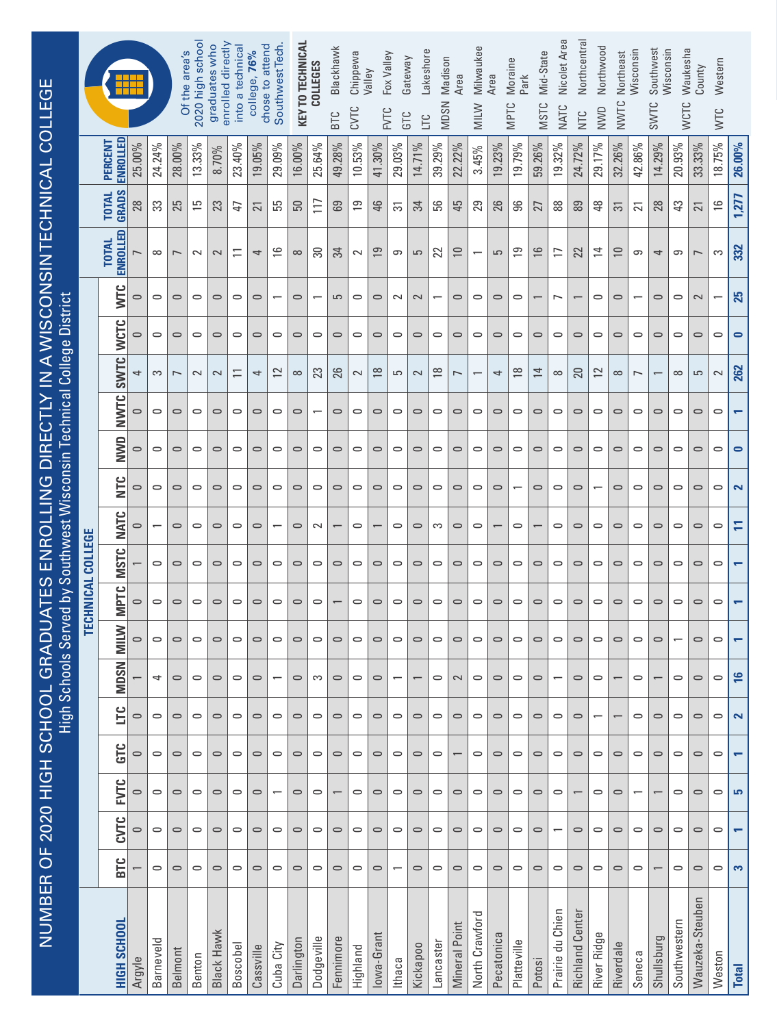# NUMBER OF 2020 HIGH SCHOOL GRADUATES ENROLLING DIRECTLY IN A WISCONSIN TECHNICAL COLLEGE

High Schools Served by Southwest Wisconsin Technical College District

| HIGH SCHOOL | TECHNICAL COLLEGE | | | | | | | | | | | | | | | | TOTAL ENROLLED | TOTAL GRADS | PERCENT ENROLLED |
|---|---|---|---|---|---|---|---|---|---|---|---|---|---|---|---|---|---|---|---|
| | BTC | CVTC | FVTC | GTC | LTC | MDSN | MILW | MPTC | MSTC | NATC | NTC | NWD | NWTC | SWTC | WCTC | WTC | | | |
| Argyle | 1 | 0 | 0 | 0 | 0 | 1 | 0 | 0 | 1 | 0 | 0 | 0 | 0 | 4 | 0 | 0 | 7 | 28 | 25.00% |
| Barneveld | 0 | 0 | 0 | 0 | 0 | 4 | 0 | 0 | 0 | 1 | 0 | 0 | 0 | 3 | 0 | 0 | 8 | 33 | 24.24% |
| Belmont | 0 | 0 | 0 | 0 | 0 | 0 | 0 | 0 | 0 | 0 | 0 | 0 | 0 | 7 | 0 | 0 | 7 | 25 | 28.00% |
| Benton | 0 | 0 | 0 | 0 | 0 | 0 | 0 | 0 | 0 | 0 | 0 | 0 | 0 | 2 | 0 | 0 | 2 | 15 | 13.33% |
| Black Hawk | 0 | 0 | 0 | 0 | 0 | 0 | 0 | 0 | 0 | 0 | 0 | 0 | 0 | 2 | 0 | 0 | 2 | 23 | 8.70% |
| Boscobel | 0 | 0 | 0 | 0 | 0 | 0 | 0 | 0 | 0 | 0 | 0 | 0 | 0 | 11 | 0 | 0 | 11 | 47 | 23.40% |
| Cassville | 0 | 0 | 0 | 0 | 0 | 0 | 0 | 0 | 0 | 0 | 0 | 0 | 0 | 4 | 0 | 0 | 4 | 21 | 19.05% |
| Cuba City | 0 | 0 | 1 | 0 | 0 | 1 | 0 | 0 | 0 | 1 | 0 | 0 | 0 | 12 | 0 | 1 | 16 | 55 | 29.09% |
| Darlington | 0 | 0 | 0 | 0 | 0 | 0 | 0 | 0 | 0 | 0 | 0 | 0 | 0 | 8 | 0 | 0 | 8 | 50 | 16.00% |
| Dodgeville | 0 | 0 | 0 | 0 | 0 | 3 | 0 | 0 | 0 | 2 | 0 | 0 | 1 | 23 | 0 | 1 | 30 | 117 | 25.64% |
| Fennimore | 0 | 0 | 1 | 0 | 0 | 0 | 0 | 1 | 0 | 1 | 0 | 0 | 0 | 26 | 0 | 5 | 34 | 69 | 49.28% |
| Highland | 0 | 0 | 0 | 0 | 0 | 0 | 0 | 0 | 0 | 0 | 0 | 0 | 0 | 2 | 0 | 0 | 2 | 19 | 10.53% |
| Iowa-Grant | 0 | 0 | 0 | 0 | 0 | 0 | 0 | 0 | 0 | 1 | 0 | 0 | 0 | 18 | 0 | 0 | 19 | 46 | 41.30% |
| Ithaca | 1 | 0 | 0 | 0 | 0 | 1 | 0 | 0 | 0 | 0 | 0 | 0 | 0 | 5 | 0 | 2 | 9 | 31 | 29.03% |
| Kickapoo | 0 | 0 | 0 | 0 | 0 | 1 | 0 | 0 | 0 | 0 | 0 | 0 | 0 | 2 | 0 | 2 | 5 | 34 | 14.71% |
| Lancaster | 0 | 0 | 0 | 0 | 0 | 0 | 0 | 0 | 0 | 3 | 0 | 0 | 0 | 18 | 0 | 1 | 22 | 56 | 39.29% |
| Mineral Point | 0 | 0 | 0 | 1 | 0 | 2 | 0 | 0 | 0 | 0 | 0 | 0 | 0 | 7 | 0 | 0 | 10 | 45 | 22.22% |
| North Crawford | 0 | 0 | 0 | 0 | 0 | 0 | 0 | 0 | 0 | 0 | 0 | 0 | 0 | 1 | 0 | 0 | 1 | 29 | 3.45% |
| Pecatonica | 0 | 0 | 0 | 0 | 0 | 0 | 0 | 0 | 0 | 1 | 0 | 0 | 0 | 4 | 0 | 0 | 5 | 26 | 19.23% |
| Platteville | 0 | 0 | 0 | 0 | 0 | 0 | 0 | 0 | 0 | 0 | 1 | 0 | 0 | 18 | 0 | 0 | 19 | 96 | 19.79% |
| Potosi | 0 | 0 | 0 | 0 | 0 | 0 | 0 | 0 | 0 | 1 | 0 | 0 | 0 | 14 | 0 | 1 | 16 | 27 | 59.26% |
| Prairie du Chien | 0 | 1 | 0 | 0 | 0 | 1 | 0 | 0 | 0 | 0 | 0 | 0 | 0 | 8 | 0 | 7 | 17 | 88 | 19.32% |
| Richland Center | 0 | 0 | 1 | 0 | 0 | 0 | 0 | 0 | 0 | 0 | 0 | 0 | 0 | 20 | 0 | 1 | 22 | 89 | 24.72% |
| River Ridge | 0 | 0 | 0 | 0 | 1 | 0 | 0 | 0 | 0 | 0 | 1 | 0 | 0 | 12 | 0 | 0 | 14 | 48 | 29.17% |
| Riverdale | 0 | 0 | 0 | 0 | 1 | 1 | 0 | 0 | 0 | 0 | 0 | 0 | 0 | 8 | 0 | 0 | 10 | 31 | 32.26% |
| Seneca | 0 | 0 | 1 | 0 | 0 | 0 | 0 | 0 | 0 | 0 | 0 | 0 | 0 | 7 | 0 | 1 | 9 | 21 | 42.86% |
| Shullsburg | 1 | 0 | 1 | 0 | 0 | 1 | 0 | 0 | 0 | 0 | 0 | 0 | 0 | 1 | 0 | 0 | 4 | 28 | 14.29% |
| Southwestern | 0 | 0 | 0 | 0 | 0 | 0 | 1 | 0 | 0 | 0 | 0 | 0 | 0 | 8 | 0 | 0 | 9 | 43 | 20.93% |
| Wauzeka-Steuben | 0 | 0 | 0 | 0 | 0 | 0 | 0 | 0 | 0 | 0 | 0 | 0 | 0 | 5 | 0 | 2 | 7 | 21 | 33.33% |
| Weston | 0 | 0 | 0 | 0 | 0 | 0 | 0 | 0 | 0 | 0 | 0 | 0 | 0 | 2 | 0 | 1 | 3 | 16 | 18.75% |
| **Total** | **3** | **1** | **5** | **1** | **2** | **16** | **1** | **1** | **1** | **11** | **2** | **0** | **1** | **262** | **0** | **25** | **332** | **1,277** | **26.00%** |

Of the area's 2020 high school graduates who enrolled directly into a technical college, **76%** chose to attend Southwest Tech.

**KEY TO TECHNICAL COLLEGES**

- BTC Blackhawk
- CVTC Chippewa Valley
- FVTC Fox Valley
- GTC Gateway
- LTC Lakeshore
- MDSN Madison Area
- MILW Milwaukee Area
- MPTC Moraine Park
- MSTC Mid-State
- NATC Nicolet Area
- NTC Northcentral
- NWD Northwood
- NWTC Northeast Wisconsin
- SWTC Southwest Wisconsin
- WCTC Waukesha County
- WTC Western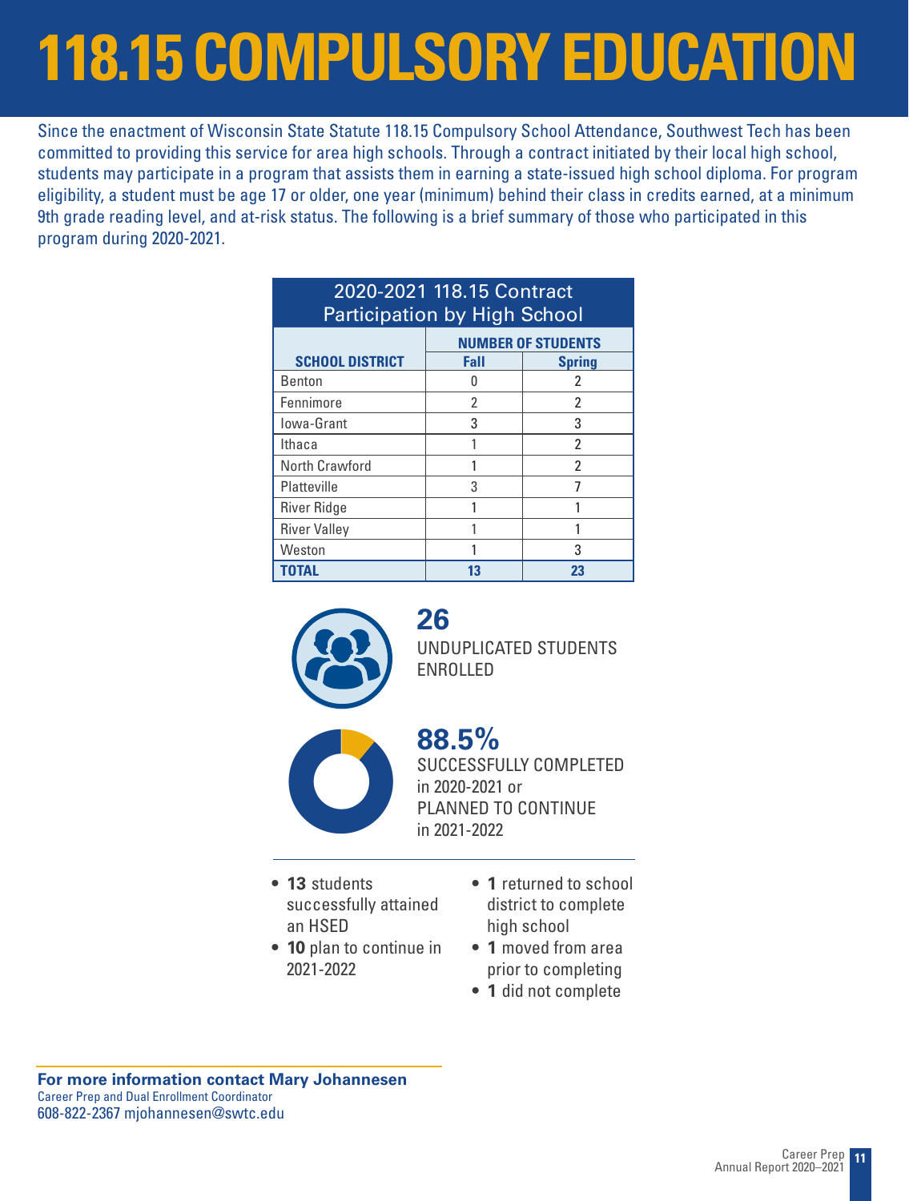# 118.15 COMPULSORY EDUCATION

Since the enactment of Wisconsin State Statute 118.15 Compulsory School Attendance, Southwest Tech has been committed to providing this service for area high schools. Through a contract initiated by their local high school, students may participate in a program that assists them in earning a state-issued high school diploma. For program eligibility, a student must be age 17 or older, one year (minimum) behind their class in credits earned, at a minimum 9th grade reading level, and at-risk status. The following is a brief summary of those who participated in this program during 2020-2021.

**2020-2021 118.15 Contract Participation by High School**

| SCHOOL DISTRICT | NUMBER OF STUDENTS | |
|---|---|---|
| | Fall | Spring |
| Benton | 0 | 2 |
| Fennimore | 2 | 2 |
| Iowa-Grant | 3 | 3 |
| Ithaca | 1 | 2 |
| North Crawford | 1 | 2 |
| Platteville | 3 | 7 |
| River Ridge | 1 | 1 |
| River Valley | 1 | 1 |
| Weston | 1 | 3 |
| **TOTAL** | **13** | **23** |

**26**
UNDUPLICATED STUDENTS ENROLLED

**88.5%**
SUCCESSFULLY COMPLETED in 2020-2021 or PLANNED TO CONTINUE in 2021-2022

- **13** students successfully attained an HSED
- **10** plan to continue in 2021-2022
- **1** returned to school district to complete high school
- **1** moved from area prior to completing
- **1** did not complete

**For more information contact Mary Johannesen**
Career Prep and Dual Enrollment Coordinator
608-822-2367 mjohannesen@swtc.edu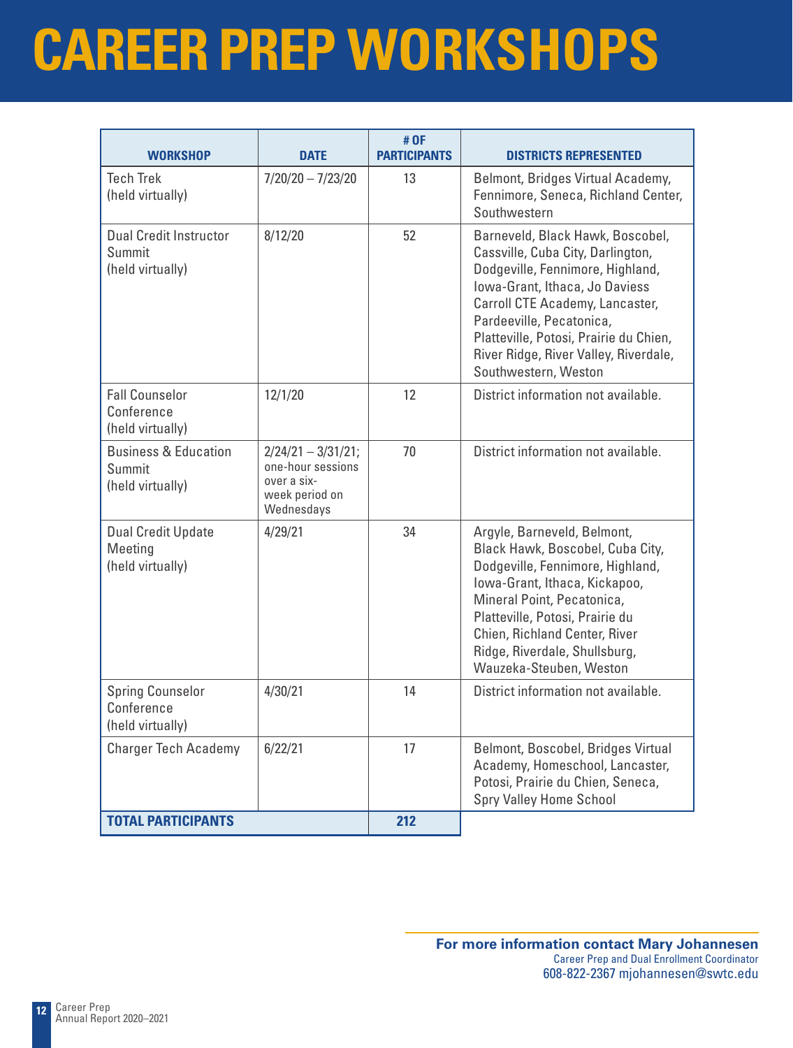# CAREER PREP WORKSHOPS

| WORKSHOP | DATE | # OF PARTICIPANTS | DISTRICTS REPRESENTED |
|---|---|---|---|
| Tech Trek (held virtually) | 7/20/20 – 7/23/20 | 13 | Belmont, Bridges Virtual Academy, Fennimore, Seneca, Richland Center, Southwestern |
| Dual Credit Instructor Summit (held virtually) | 8/12/20 | 52 | Barneveld, Black Hawk, Boscobel, Cassville, Cuba City, Darlington, Dodgeville, Fennimore, Highland, Iowa-Grant, Ithaca, Jo Daviess Carroll CTE Academy, Lancaster, Pardeeville, Pecatonica, Platteville, Potosi, Prairie du Chien, River Ridge, River Valley, Riverdale, Southwestern, Weston |
| Fall Counselor Conference (held virtually) | 12/1/20 | 12 | District information not available. |
| Business & Education Summit (held virtually) | 2/24/21 – 3/31/21; one-hour sessions over a six-week period on Wednesdays | 70 | District information not available. |
| Dual Credit Update Meeting (held virtually) | 4/29/21 | 34 | Argyle, Barneveld, Belmont, Black Hawk, Boscobel, Cuba City, Dodgeville, Fennimore, Highland, Iowa-Grant, Ithaca, Kickapoo, Mineral Point, Pecatonica, Platteville, Potosi, Prairie du Chien, Richland Center, River Ridge, Riverdale, Shullsburg, Wauzeka-Steuben, Weston |
| Spring Counselor Conference (held virtually) | 4/30/21 | 14 | District information not available. |
| Charger Tech Academy | 6/22/21 | 17 | Belmont, Boscobel, Bridges Virtual Academy, Homeschool, Lancaster, Potosi, Prairie du Chien, Seneca, Spry Valley Home School |
| **TOTAL PARTICIPANTS** | | **212** | |

**For more information contact Mary Johannesen**
Career Prep and Dual Enrollment Coordinator
608-822-2367 mjohannesen@swtc.edu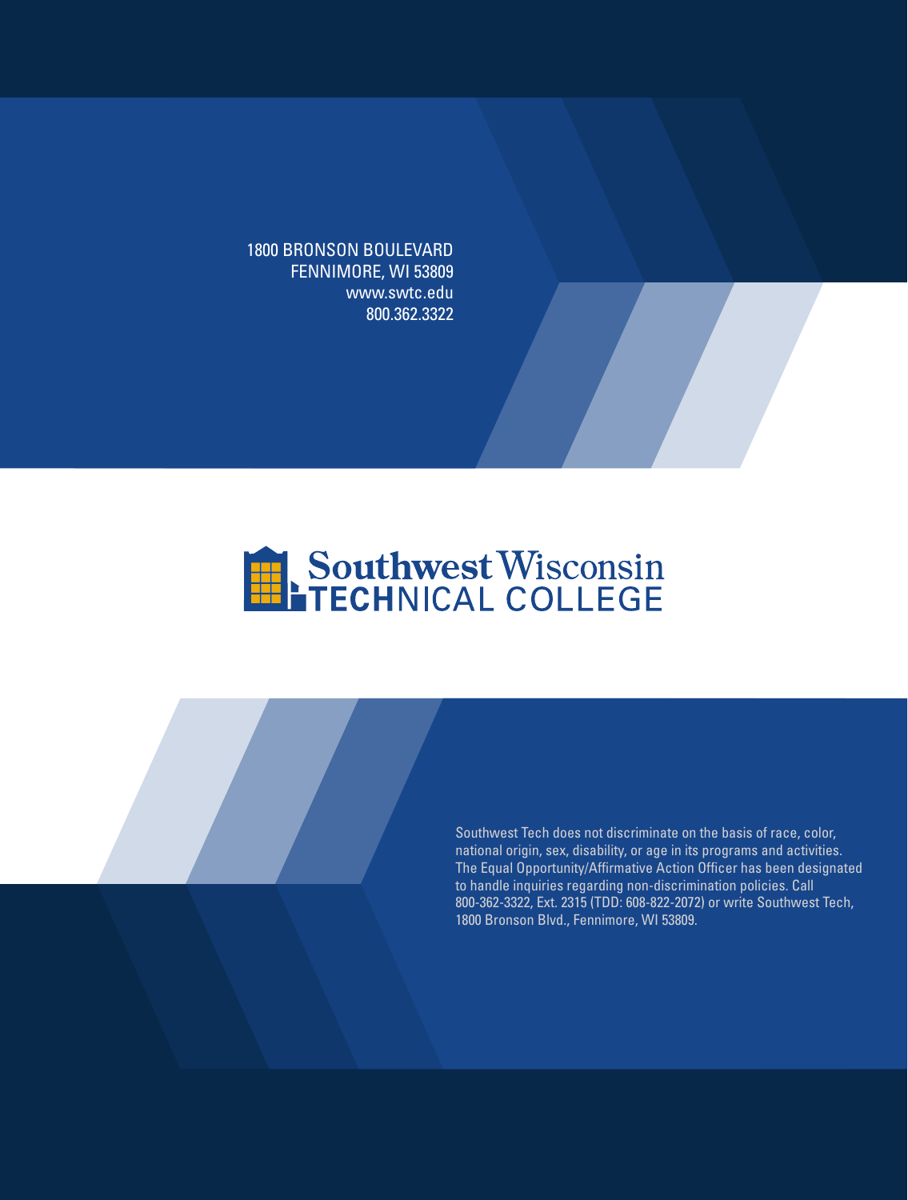1800 BRONSON BOULEVARD
FENNIMORE, WI 53809
www.swtc.edu
800.362.3322

Southwest Wisconsin
TECHNICAL COLLEGE

Southwest Tech does not discriminate on the basis of race, color, national origin, sex, disability, or age in its programs and activities. The Equal Opportunity/Affirmative Action Officer has been designated to handle inquiries regarding non-discrimination policies. Call 800-362-3322, Ext. 2315 (TDD: 608-822-2072) or write Southwest Tech, 1800 Bronson Blvd., Fennimore, WI 53809.